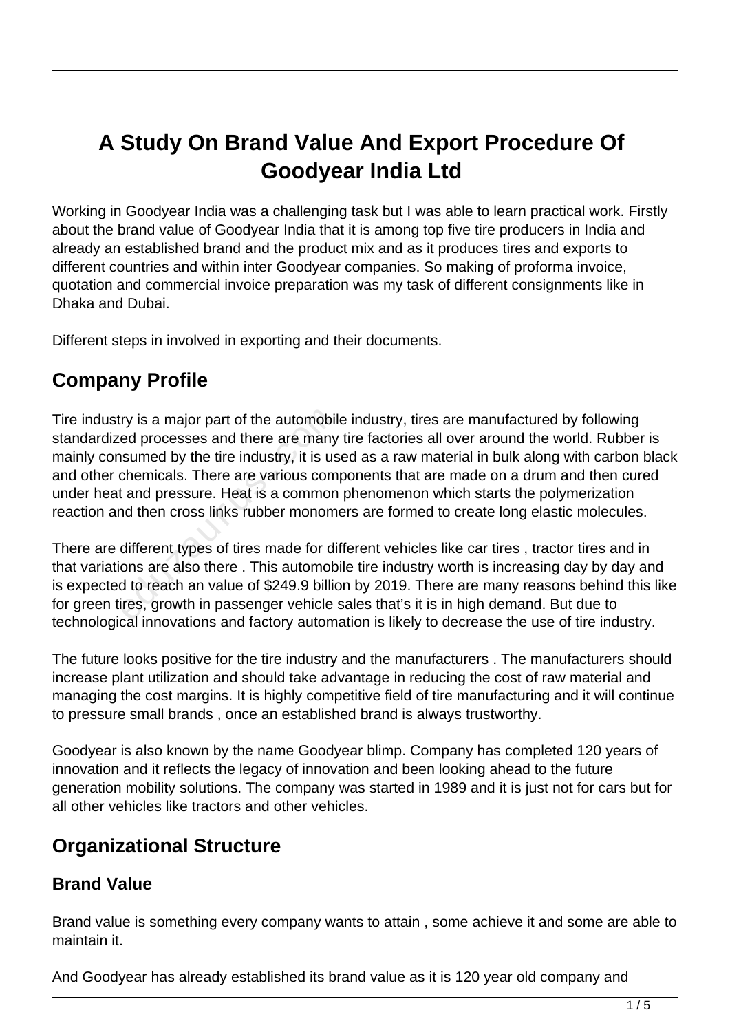# A Study On Brand Value And Export Procedure Of Goodyear India Ltd

Working in Goodyear India was a challenging task but I was able to learn practical work. Firstly about the brand value of Goodyear India that it is among top five tire producers in India and already an established brand and the product mix and as it produces tires and exports to different countries and within inter Goodyear companies. So making of proforma invoice, quotation and commercial invoice preparation was my task of different consignments like in Dhaka and Dubai.

Different steps in involved in exporting and their documents.

## Company Profile

Tire industry is a major part of the automobile industry, tires are manufactured by following standardized processes and there are many tire factories all over around the world. Rubber is mainly consumed by the tire industry, it is used as a raw material in bulk along with carbon black and other chemicals. There are various components that are made on a drum and then cured under heat and pressure. Heat is a common phenomenon which starts the polymerization reaction and then cross links rubber monomers are formed to create long elastic molecules.

There are different types of tires made for different vehicles like car tires , tractor tires and in that variations are also there . This automobile tire industry worth is increasing day by day and is expected to reach an value of $249.9 billion by 2019. There are many reasons behind this like for green tires, growth in passenger vehicle sales that's it is in high demand. But due to technological innovations and factory automation is likely to decrease the use of tire industry.

The future looks positive for the tire industry and the manufacturers . The manufacturers should increase plant utilization and should take advantage in reducing the cost of raw material and managing the cost margins. It is highly competitive field of tire manufacturing and it will continue to pressure small brands , once an established brand is always trustworthy.

Goodyear is also known by the name Goodyear blimp. Company has completed 120 years of innovation and it reflects the legacy of innovation and been looking ahead to the future generation mobility solutions. The company was started in 1989 and it is just not for cars but for all other vehicles like tractors and other vehicles.

## Organizational Structure

### Brand Value

Brand value is something every company wants to attain , some achieve it and some are able to maintain it.

And Goodyear has already established its brand value as it is 120 year old company and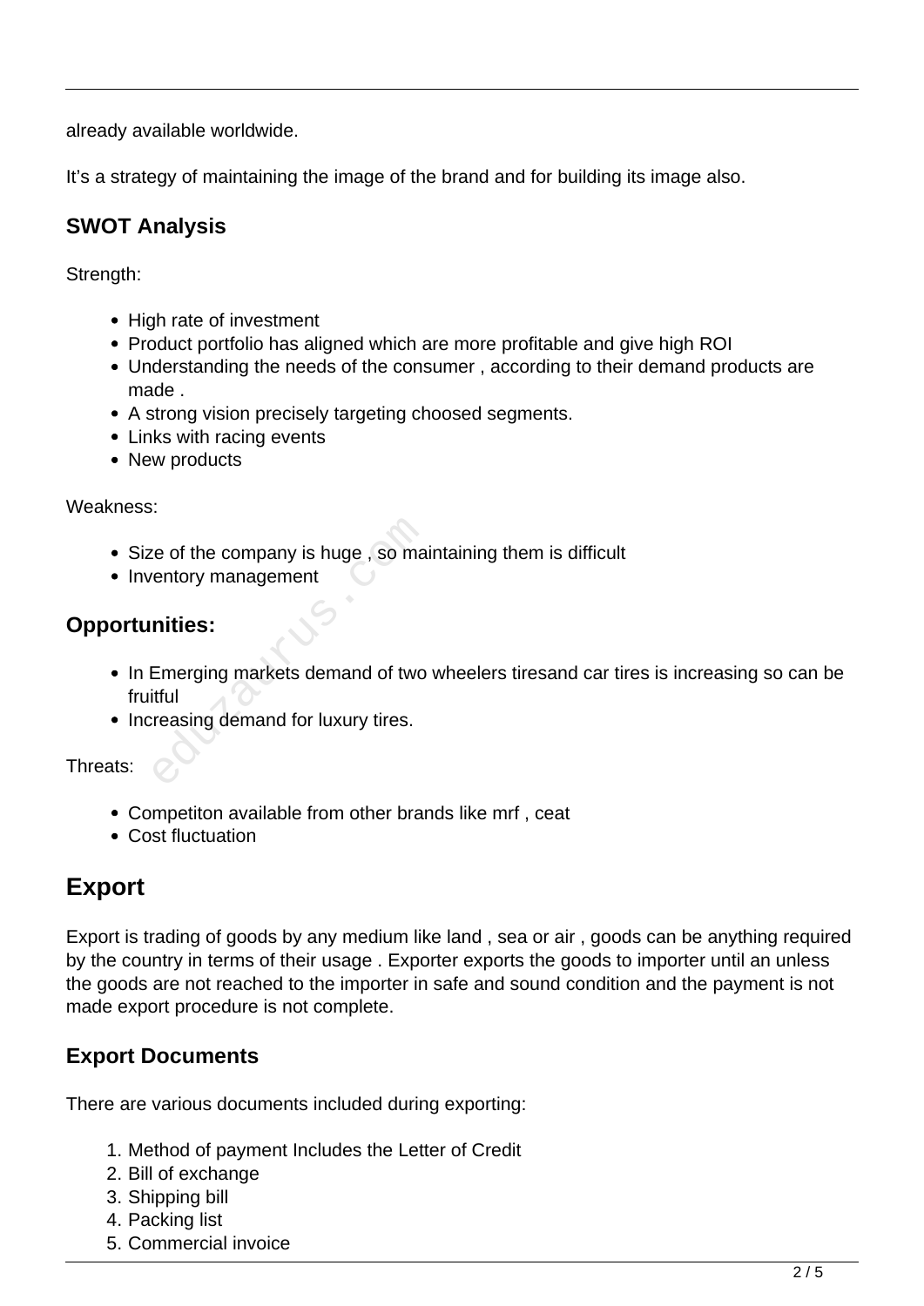already available worldwide.

It's a strategy of maintaining the image of the brand and for building its image also.

### SWOT Analysis

Strength:

- High rate of investment
- Product portfolio has aligned which are more profitable and give high ROI
- Understanding the needs of the consumer , according to their demand products are made .
- A strong vision precisely targeting choosed segments.
- Links with racing events
- New products

Weakness:

- Size of the company is huge , so maintaining them is difficult
- Inventory management

### Opportunities:

- In Emerging markets demand of two wheelers tiresand car tires is increasing so can be fruitful
- Increasing demand for luxury tires.

Threats:

- Competiton available from other brands like mrf , ceat
- Cost fluctuation

## Export

Export is trading of goods by any medium like land , sea or air , goods can be anything required by the country in terms of their usage . Exporter exports the goods to importer until an unless the goods are not reached to the importer in safe and sound condition and the payment is not made export procedure is not complete.

### Export Documents

There are various documents included during exporting:

1. Method of payment Includes the Letter of Credit
2. Bill of exchange
3. Shipping bill
4. Packing list
5. Commercial invoice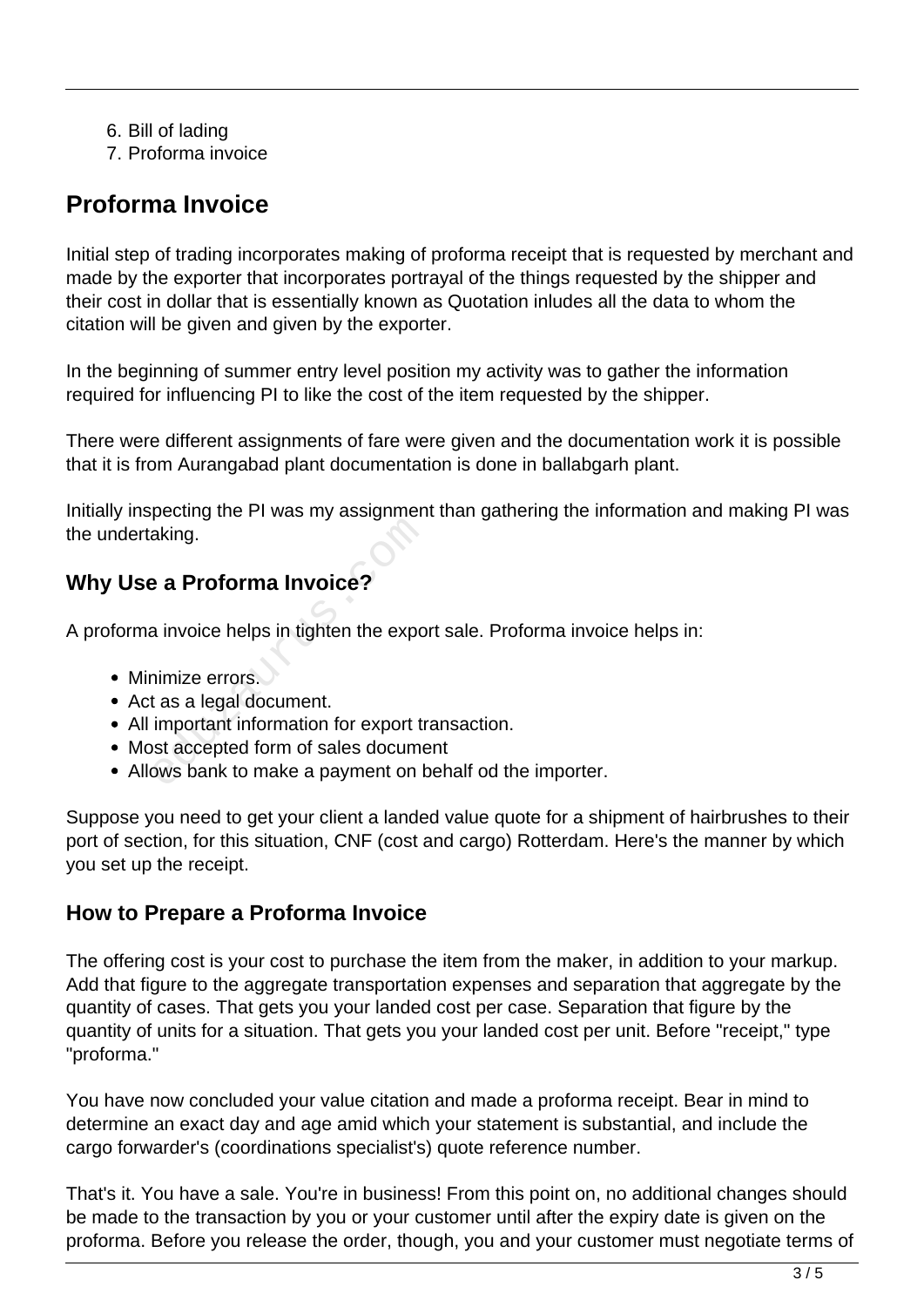6. Bill of lading
7. Proforma invoice

## Proforma Invoice

Initial step of trading incorporates making of proforma receipt that is requested by merchant and made by the exporter that incorporates portrayal of the things requested by the shipper and their cost in dollar that is essentially known as Quotation inludes all the data to whom the citation will be given and given by the exporter.

In the beginning of summer entry level position my activity was to gather the information required for influencing PI to like the cost of the item requested by the shipper.

There were different assignments of fare were given and the documentation work it is possible that it is from Aurangabad plant documentation is done in ballabgarh plant.

Initially inspecting the PI was my assignment than gathering the information and making PI was the undertaking.

### Why Use a Proforma Invoice?

A proforma invoice helps in tighten the export sale. Proforma invoice helps in:

- Minimize errors.
- Act as a legal document.
- All important information for export transaction.
- Most accepted form of sales document
- Allows bank to make a payment on behalf od the importer.

Suppose you need to get your client a landed value quote for a shipment of hairbrushes to their port of section, for this situation, CNF (cost and cargo) Rotterdam. Here's the manner by which you set up the receipt.

### How to Prepare a Proforma Invoice

The offering cost is your cost to purchase the item from the maker, in addition to your markup. Add that figure to the aggregate transportation expenses and separation that aggregate by the quantity of cases. That gets you your landed cost per case. Separation that figure by the quantity of units for a situation. That gets you your landed cost per unit. Before "receipt," type "proforma."

You have now concluded your value citation and made a proforma receipt. Bear in mind to determine an exact day and age amid which your statement is substantial, and include the cargo forwarder's (coordinations specialist's) quote reference number.

That's it. You have a sale. You're in business! From this point on, no additional changes should be made to the transaction by you or your customer until after the expiry date is given on the proforma. Before you release the order, though, you and your customer must negotiate terms of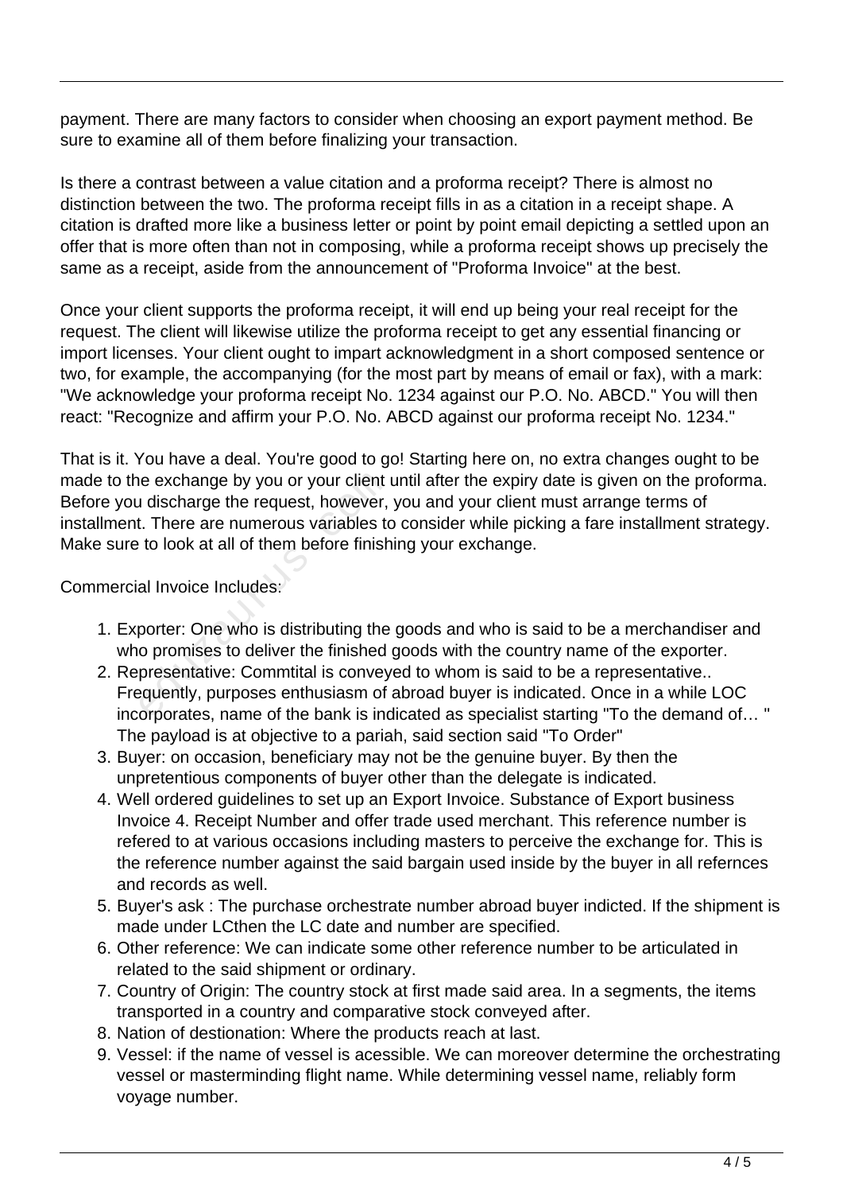payment. There are many factors to consider when choosing an export payment method. Be sure to examine all of them before finalizing your transaction.

Is there a contrast between a value citation and a proforma receipt? There is almost no distinction between the two. The proforma receipt fills in as a citation in a receipt shape. A citation is drafted more like a business letter or point by point email depicting a settled upon an offer that is more often than not in composing, while a proforma receipt shows up precisely the same as a receipt, aside from the announcement of "Proforma Invoice" at the best.

Once your client supports the proforma receipt, it will end up being your real receipt for the request. The client will likewise utilize the proforma receipt to get any essential financing or import licenses. Your client ought to impart acknowledgment in a short composed sentence or two, for example, the accompanying (for the most part by means of email or fax), with a mark: "We acknowledge your proforma receipt No. 1234 against our P.O. No. ABCD." You will then react: "Recognize and affirm your P.O. No. ABCD against our proforma receipt No. 1234."

That is it. You have a deal. You're good to go! Starting here on, no extra changes ought to be made to the exchange by you or your client until after the expiry date is given on the proforma. Before you discharge the request, however, you and your client must arrange terms of installment. There are numerous variables to consider while picking a fare installment strategy. Make sure to look at all of them before finishing your exchange.

Commercial Invoice Includes:

1. Exporter: One who is distributing the goods and who is said to be a merchandiser and who promises to deliver the finished goods with the country name of the exporter.
2. Representative: Commtital is conveyed to whom is said to be a representative.. Frequently, purposes enthusiasm of abroad buyer is indicated. Once in a while LOC incorporates, name of the bank is indicated as specialist starting "To the demand of… " The payload is at objective to a pariah, said section said "To Order"
3. Buyer: on occasion, beneficiary may not be the genuine buyer. By then the unpretentious components of buyer other than the delegate is indicated.
4. Well ordered guidelines to set up an Export Invoice. Substance of Export business Invoice 4. Receipt Number and offer trade used merchant. This reference number is refered to at various occasions including masters to perceive the exchange for. This is the reference number against the said bargain used inside by the buyer in all refernces and records as well.
5. Buyer's ask : The purchase orchestrate number abroad buyer indicted. If the shipment is made under LCthen the LC date and number are specified.
6. Other reference: We can indicate some other reference number to be articulated in related to the said shipment or ordinary.
7. Country of Origin: The country stock at first made said area. In a segments, the items transported in a country and comparative stock conveyed after.
8. Nation of destionation: Where the products reach at last.
9. Vessel: if the name of vessel is acessible. We can moreover determine the orchestrating vessel or masterminding flight name. While determining vessel name, reliably form voyage number.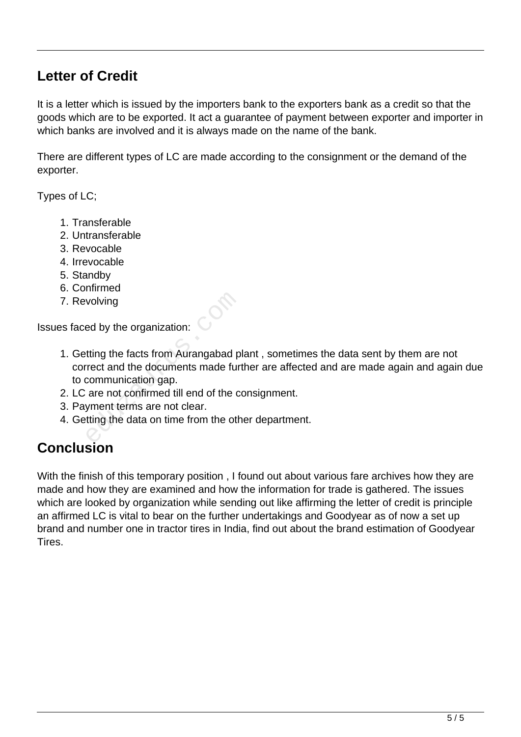## Letter of Credit

It is a letter which is issued by the importers bank to the exporters bank as a credit so that the goods which are to be exported. It act a guarantee of payment between exporter and importer in which banks are involved and it is always made on the name of the bank.

There are different types of LC are made according to the consignment or the demand of the exporter.

Types of LC;

1. Transferable
2. Untransferable
3. Revocable
4. Irrevocable
5. Standby
6. Confirmed
7. Revolving

Issues faced by the organization:

1. Getting the facts from Aurangabad plant , sometimes the data sent by them are not correct and the documents made further are affected and are made again and again due to communication gap.
2. LC are not confirmed till end of the consignment.
3. Payment terms are not clear.
4. Getting the data on time from the other department.

## Conclusion

With the finish of this temporary position , I found out about various fare archives how they are made and how they are examined and how the information for trade is gathered. The issues which are looked by organization while sending out like affirming the letter of credit is principle an affirmed LC is vital to bear on the further undertakings and Goodyear as of now a set up brand and number one in tractor tires in India, find out about the brand estimation of Goodyear Tires.